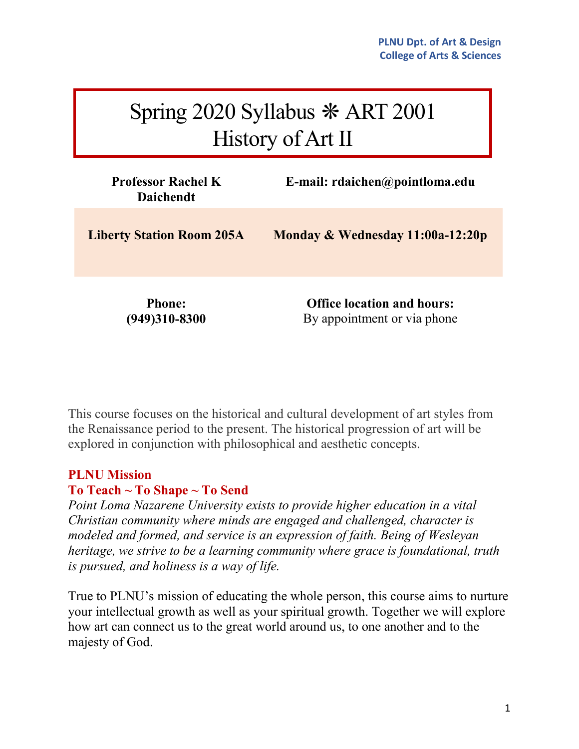PLNU Dpt. of Art & Design
College of Arts & Sciences

# Spring 2020 Syllabus ❋ ART 2001 History of Art II

| **Professor Rachel K Daichendt** | **E-mail: rdaichen@pointloma.edu** |
|---|---|
| **Liberty Station Room 205A** | **Monday & Wednesday 11:00a-12:20p** |
| **Phone: (949)310-8300** | **Office location and hours:** By appointment or via phone |

This course focuses on the historical and cultural development of art styles from the Renaissance period to the present. The historical progression of art will be explored in conjunction with philosophical and aesthetic concepts.

**PLNU Mission**
**To Teach ~ To Shape ~ To Send**

*Point Loma Nazarene University exists to provide higher education in a vital Christian community where minds are engaged and challenged, character is modeled and formed, and service is an expression of faith. Being of Wesleyan heritage, we strive to be a learning community where grace is foundational, truth is pursued, and holiness is a way of life.*

True to PLNU's mission of educating the whole person, this course aims to nurture your intellectual growth as well as your spiritual growth. Together we will explore how art can connect us to the great world around us, to one another and to the majesty of God.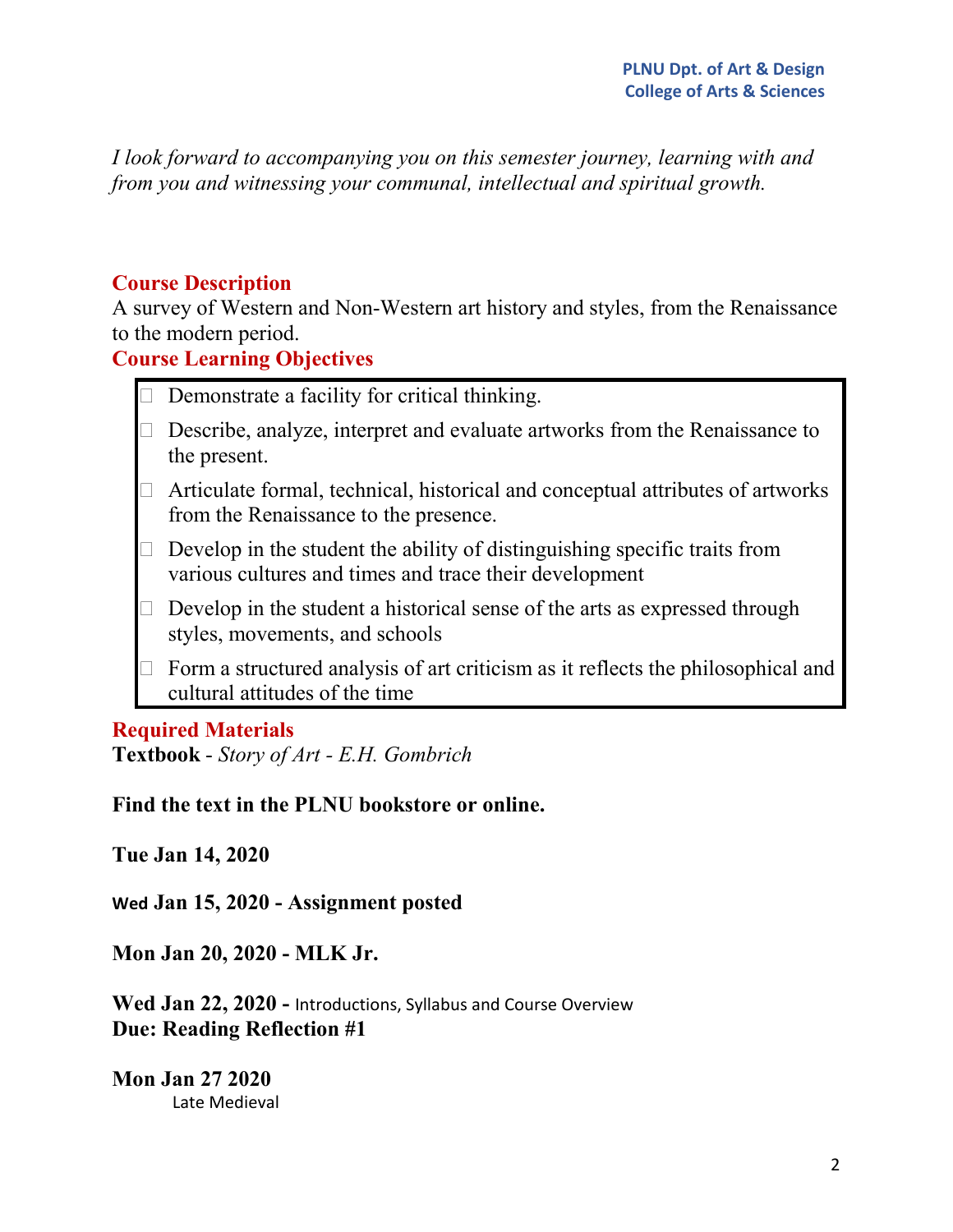*I look forward to accompanying you on this semester journey, learning with and from you and witnessing your communal, intellectual and spiritual growth.*

## Course Description

A survey of Western and Non-Western art history and styles, from the Renaissance to the modern period.

## Course Learning Objectives

- Demonstrate a facility for critical thinking.
- Describe, analyze, interpret and evaluate artworks from the Renaissance to the present.
- Articulate formal, technical, historical and conceptual attributes of artworks from the Renaissance to the presence.
- Develop in the student the ability of distinguishing specific traits from various cultures and times and trace their development
- Develop in the student a historical sense of the arts as expressed through styles, movements, and schools
- Form a structured analysis of art criticism as it reflects the philosophical and cultural attitudes of the time

## Required Materials

**Textbook** - *Story of Art - E.H. Gombrich*

**Find the text in the PLNU bookstore or online.**

**Tue Jan 14, 2020**

**Wed Jan 15, 2020 - Assignment posted**

**Mon Jan 20, 2020 - MLK Jr.**

**Wed Jan 22, 2020 -** Introductions, Syllabus and Course Overview
**Due: Reading Reflection #1**

**Mon Jan 27 2020**
Late Medieval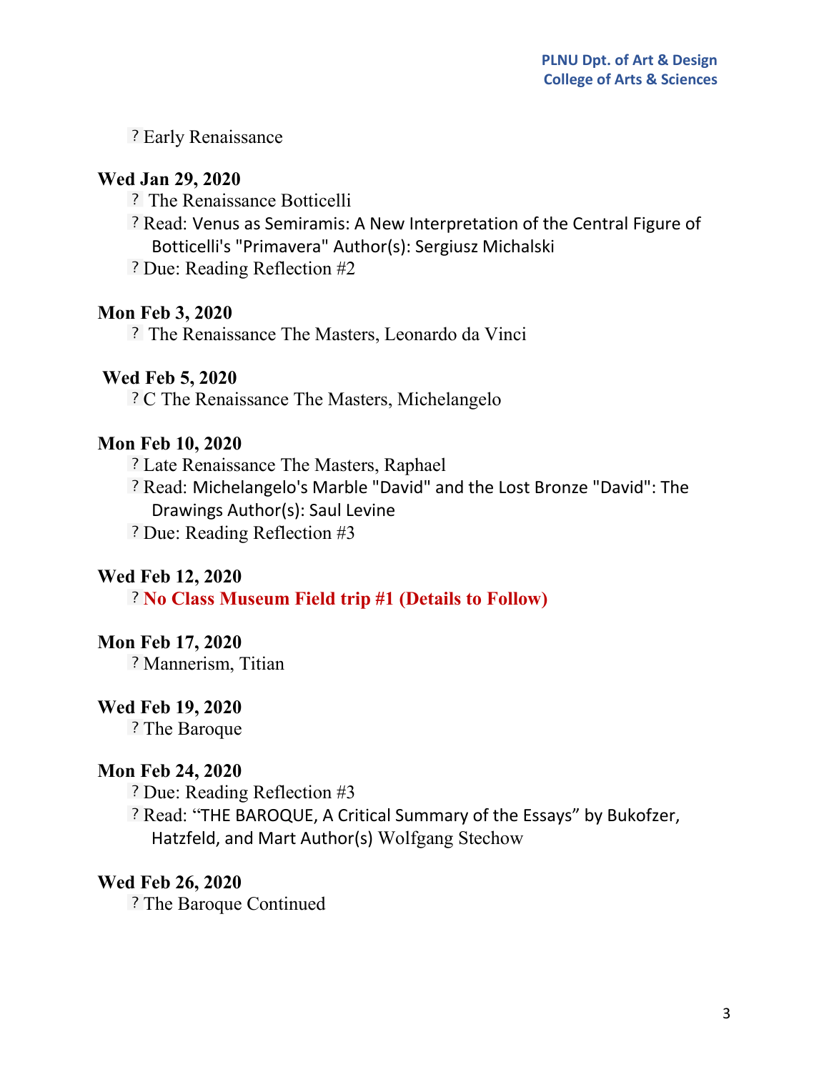- Early Renaissance

**Wed Jan 29, 2020**

- The Renaissance Botticelli
- Read: Venus as Semiramis: A New Interpretation of the Central Figure of Botticelli's "Primavera" Author(s): Sergiusz Michalski
- Due: Reading Reflection #2

**Mon Feb 3, 2020**

- The Renaissance The Masters, Leonardo da Vinci

**Wed Feb 5, 2020**

- C The Renaissance The Masters, Michelangelo

**Mon Feb 10, 2020**

- Late Renaissance The Masters, Raphael
- Read: Michelangelo's Marble "David" and the Lost Bronze "David": The Drawings Author(s): Saul Levine
- Due: Reading Reflection #3

**Wed Feb 12, 2020**

- **No Class Museum Field trip #1 (Details to Follow)**

**Mon Feb 17, 2020**

- Mannerism, Titian

**Wed Feb 19, 2020**

- The Baroque

**Mon Feb 24, 2020**

- Due: Reading Reflection #3
- Read: "THE BAROQUE, A Critical Summary of the Essays" by Bukofzer, Hatzfeld, and Mart Author(s) Wolfgang Stechow

**Wed Feb 26, 2020**

- The Baroque Continued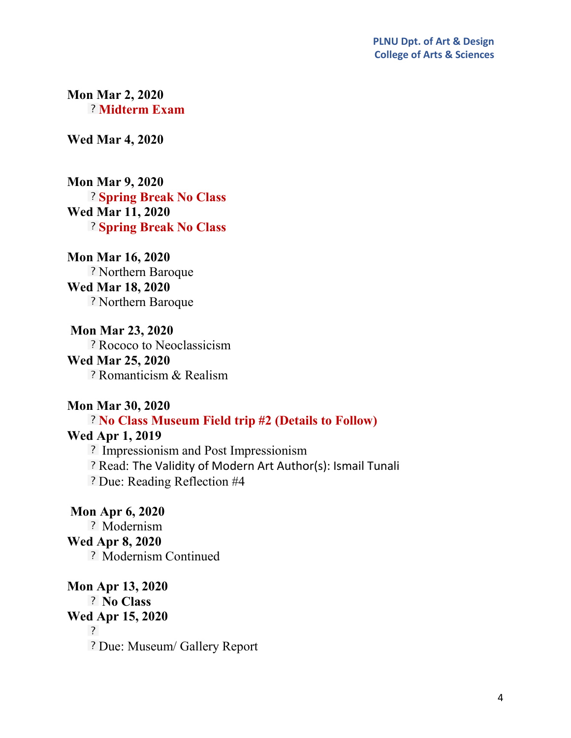**Mon Mar 2, 2020**

- **Midterm Exam**

**Wed Mar 4, 2020**

**Mon Mar 9, 2020**

- **Spring Break No Class**

**Wed Mar 11, 2020**

- **Spring Break No Class**

**Mon Mar 16, 2020**

- Northern Baroque

**Wed Mar 18, 2020**

- Northern Baroque

**Mon Mar 23, 2020**

- Rococo to Neoclassicism

**Wed Mar 25, 2020**

- Romanticism & Realism

**Mon Mar 30, 2020**

- **No Class Museum Field trip #2 (Details to Follow)**

**Wed Apr 1, 2019**

- Impressionism and Post Impressionism
- Read: The Validity of Modern Art Author(s): Ismail Tunali
- Due: Reading Reflection #4

**Mon Apr 6, 2020**

- Modernism

**Wed Apr 8, 2020**

- Modernism Continued

**Mon Apr 13, 2020**

- **No Class**

**Wed Apr 15, 2020**

- 
- Due: Museum/ Gallery Report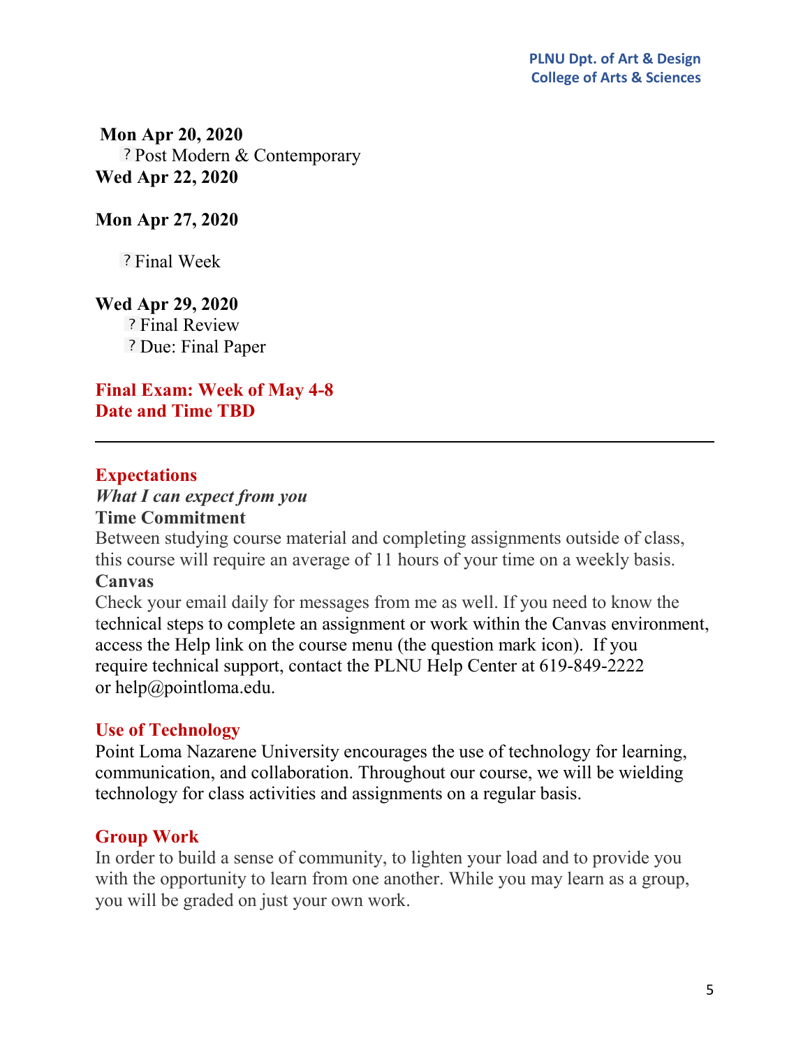**Mon Apr 20, 2020**

- Post Modern & Contemporary

**Wed Apr 22, 2020**

**Mon Apr 27, 2020**

- Final Week

**Wed Apr 29, 2020**

- Final Review
- Due: Final Paper

**Final Exam: Week of May 4-8**
**Date and Time TBD**

---

## Expectations

***What I can expect from you***

**Time Commitment**

Between studying course material and completing assignments outside of class, this course will require an average of 11 hours of your time on a weekly basis.

**Canvas**

Check your email daily for messages from me as well. If you need to know the technical steps to complete an assignment or work within the Canvas environment, access the Help link on the course menu (the question mark icon). If you require technical support, contact the PLNU Help Center at 619-849-2222 or help@pointloma.edu.

## Use of Technology

Point Loma Nazarene University encourages the use of technology for learning, communication, and collaboration. Throughout our course, we will be wielding technology for class activities and assignments on a regular basis.

## Group Work

In order to build a sense of community, to lighten your load and to provide you with the opportunity to learn from one another. While you may learn as a group, you will be graded on just your own work.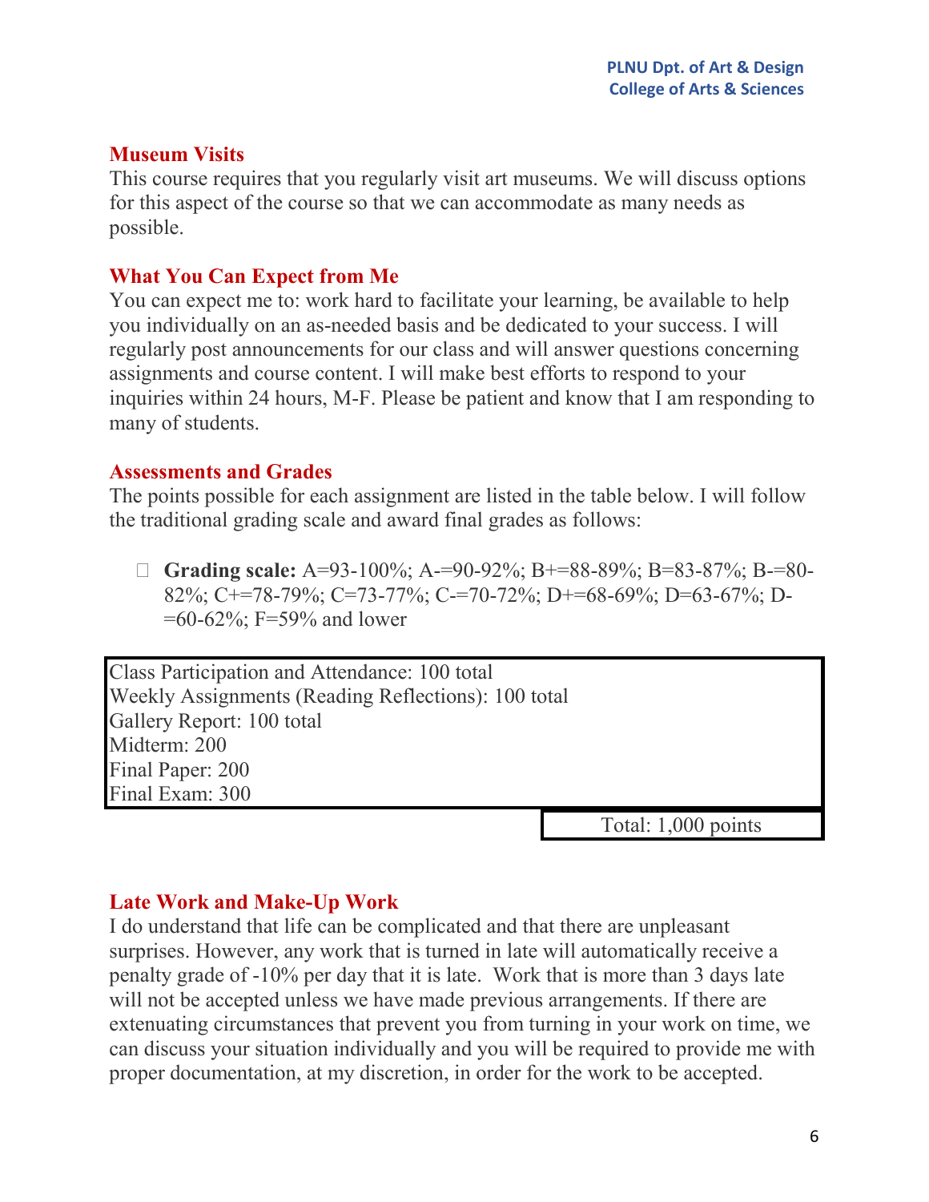### Museum Visits

This course requires that you regularly visit art museums. We will discuss options for this aspect of the course so that we can accommodate as many needs as possible.

### What You Can Expect from Me

You can expect me to: work hard to facilitate your learning, be available to help you individually on an as-needed basis and be dedicated to your success. I will regularly post announcements for our class and will answer questions concerning assignments and course content. I will make best efforts to respond to your inquiries within 24 hours, M-F. Please be patient and know that I am responding to many of students.

### Assessments and Grades

The points possible for each assignment are listed in the table below. I will follow the traditional grading scale and award final grades as follows:

- **Grading scale:** A=93-100%; A-=90-92%; B+=88-89%; B=83-87%; B-=80-82%; C+=78-79%; C=73-77%; C-=70-72%; D+=68-69%; D=63-67%; D-=60-62%; F=59% and lower

| Assignment | Points |
|---|---|
| Class Participation and Attendance: 100 total | |
| Weekly Assignments (Reading Reflections): 100 total | |
| Gallery Report: 100 total | |
| Midterm: 200 | |
| Final Paper: 200 | |
| Final Exam: 300 | |
| | Total: 1,000 points |

### Late Work and Make-Up Work

I do understand that life can be complicated and that there are unpleasant surprises. However, any work that is turned in late will automatically receive a penalty grade of -10% per day that it is late. Work that is more than 3 days late will not be accepted unless we have made previous arrangements. If there are extenuating circumstances that prevent you from turning in your work on time, we can discuss your situation individually and you will be required to provide me with proper documentation, at my discretion, in order for the work to be accepted.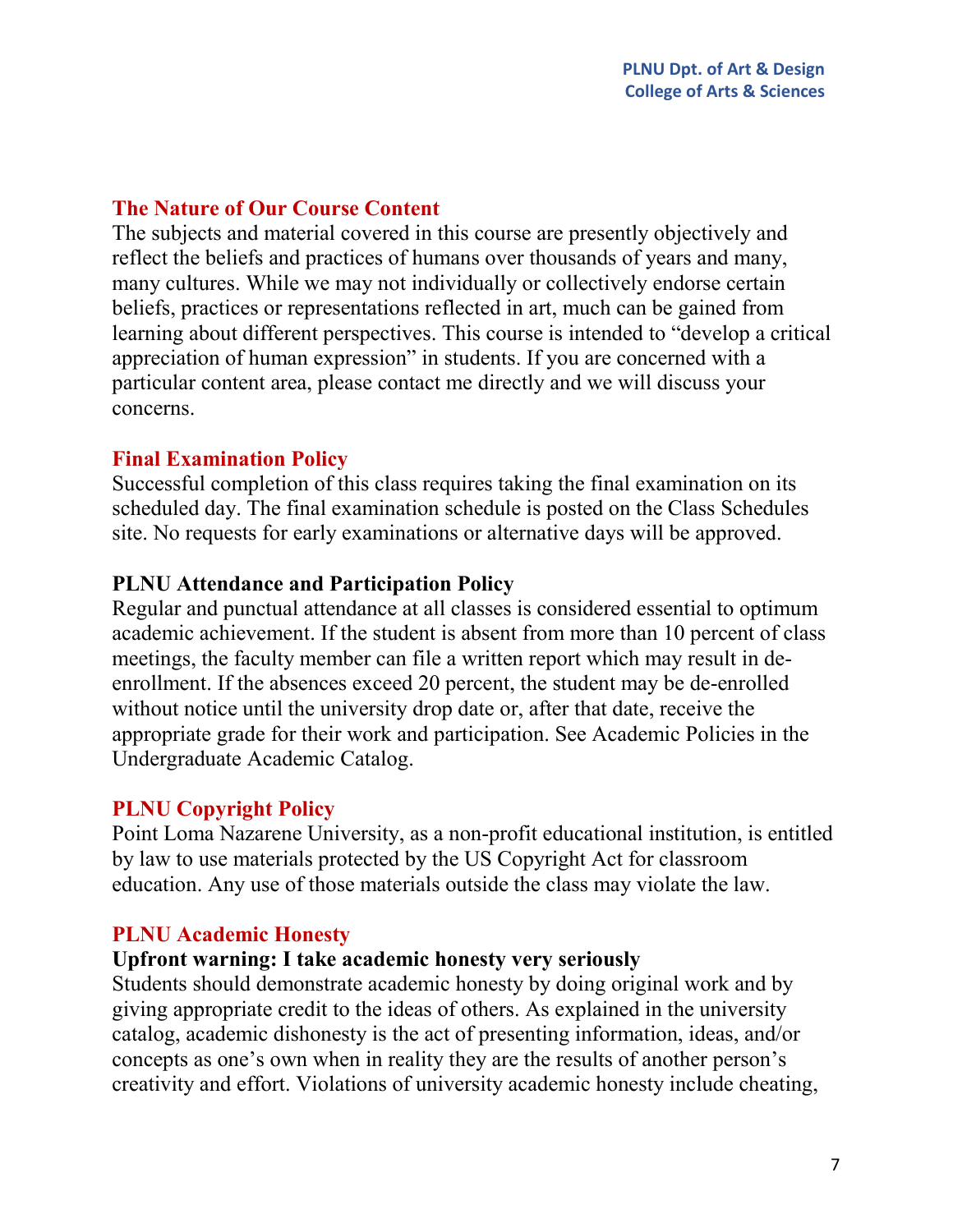## The Nature of Our Course Content

The subjects and material covered in this course are presently objectively and reflect the beliefs and practices of humans over thousands of years and many, many cultures. While we may not individually or collectively endorse certain beliefs, practices or representations reflected in art, much can be gained from learning about different perspectives. This course is intended to "develop a critical appreciation of human expression" in students. If you are concerned with a particular content area, please contact me directly and we will discuss your concerns.

## Final Examination Policy

Successful completion of this class requires taking the final examination on its scheduled day. The final examination schedule is posted on the Class Schedules site. No requests for early examinations or alternative days will be approved.

## PLNU Attendance and Participation Policy

Regular and punctual attendance at all classes is considered essential to optimum academic achievement. If the student is absent from more than 10 percent of class meetings, the faculty member can file a written report which may result in de-enrollment. If the absences exceed 20 percent, the student may be de-enrolled without notice until the university drop date or, after that date, receive the appropriate grade for their work and participation. See Academic Policies in the Undergraduate Academic Catalog.

## PLNU Copyright Policy

Point Loma Nazarene University, as a non-profit educational institution, is entitled by law to use materials protected by the US Copyright Act for classroom education. Any use of those materials outside the class may violate the law.

## PLNU Academic Honesty

**Upfront warning: I take academic honesty very seriously**

Students should demonstrate academic honesty by doing original work and by giving appropriate credit to the ideas of others. As explained in the university catalog, academic dishonesty is the act of presenting information, ideas, and/or concepts as one's own when in reality they are the results of another person's creativity and effort. Violations of university academic honesty include cheating,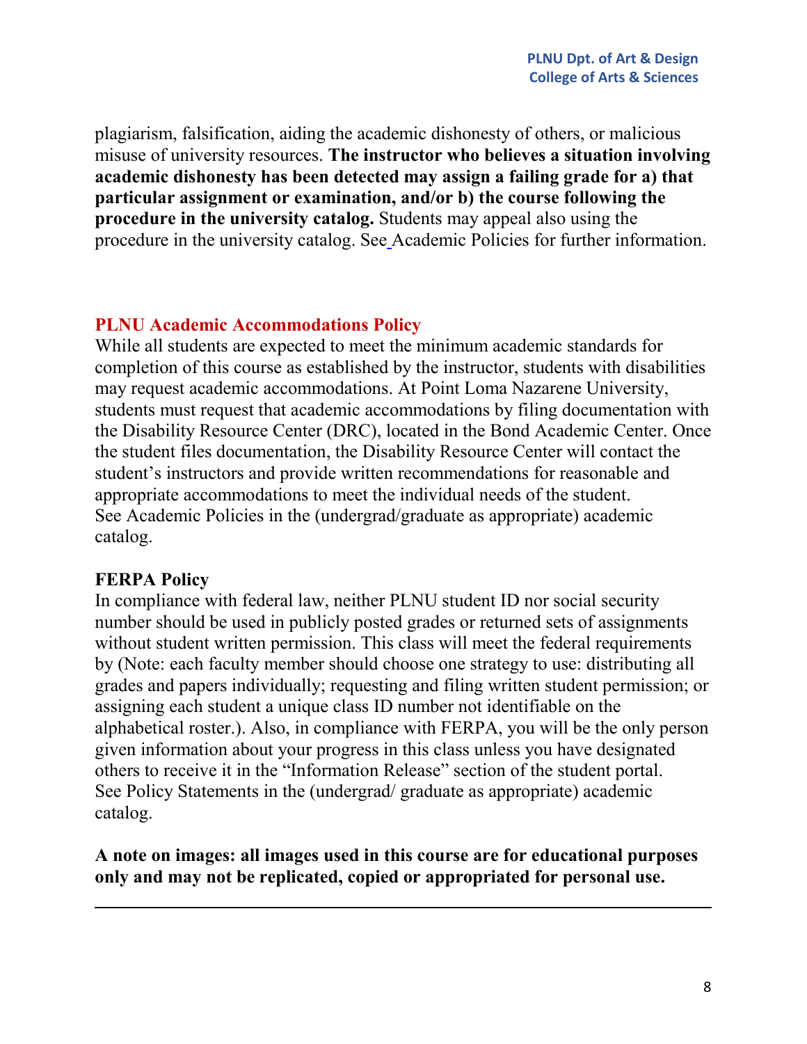plagiarism, falsification, aiding the academic dishonesty of others, or malicious misuse of university resources. **The instructor who believes a situation involving academic dishonesty has been detected may assign a failing grade for a) that particular assignment or examination, and/or b) the course following the procedure in the university catalog.** Students may appeal also using the procedure in the university catalog. See Academic Policies for further information.

## PLNU Academic Accommodations Policy

While all students are expected to meet the minimum academic standards for completion of this course as established by the instructor, students with disabilities may request academic accommodations. At Point Loma Nazarene University, students must request that academic accommodations by filing documentation with the Disability Resource Center (DRC), located in the Bond Academic Center. Once the student files documentation, the Disability Resource Center will contact the student's instructors and provide written recommendations for reasonable and appropriate accommodations to meet the individual needs of the student. See Academic Policies in the (undergrad/graduate as appropriate) academic catalog.

## FERPA Policy

In compliance with federal law, neither PLNU student ID nor social security number should be used in publicly posted grades or returned sets of assignments without student written permission. This class will meet the federal requirements by (Note: each faculty member should choose one strategy to use: distributing all grades and papers individually; requesting and filing written student permission; or assigning each student a unique class ID number not identifiable on the alphabetical roster.). Also, in compliance with FERPA, you will be the only person given information about your progress in this class unless you have designated others to receive it in the "Information Release" section of the student portal. See Policy Statements in the (undergrad/ graduate as appropriate) academic catalog.

**A note on images: all images used in this course are for educational purposes only and may not be replicated, copied or appropriated for personal use.**

---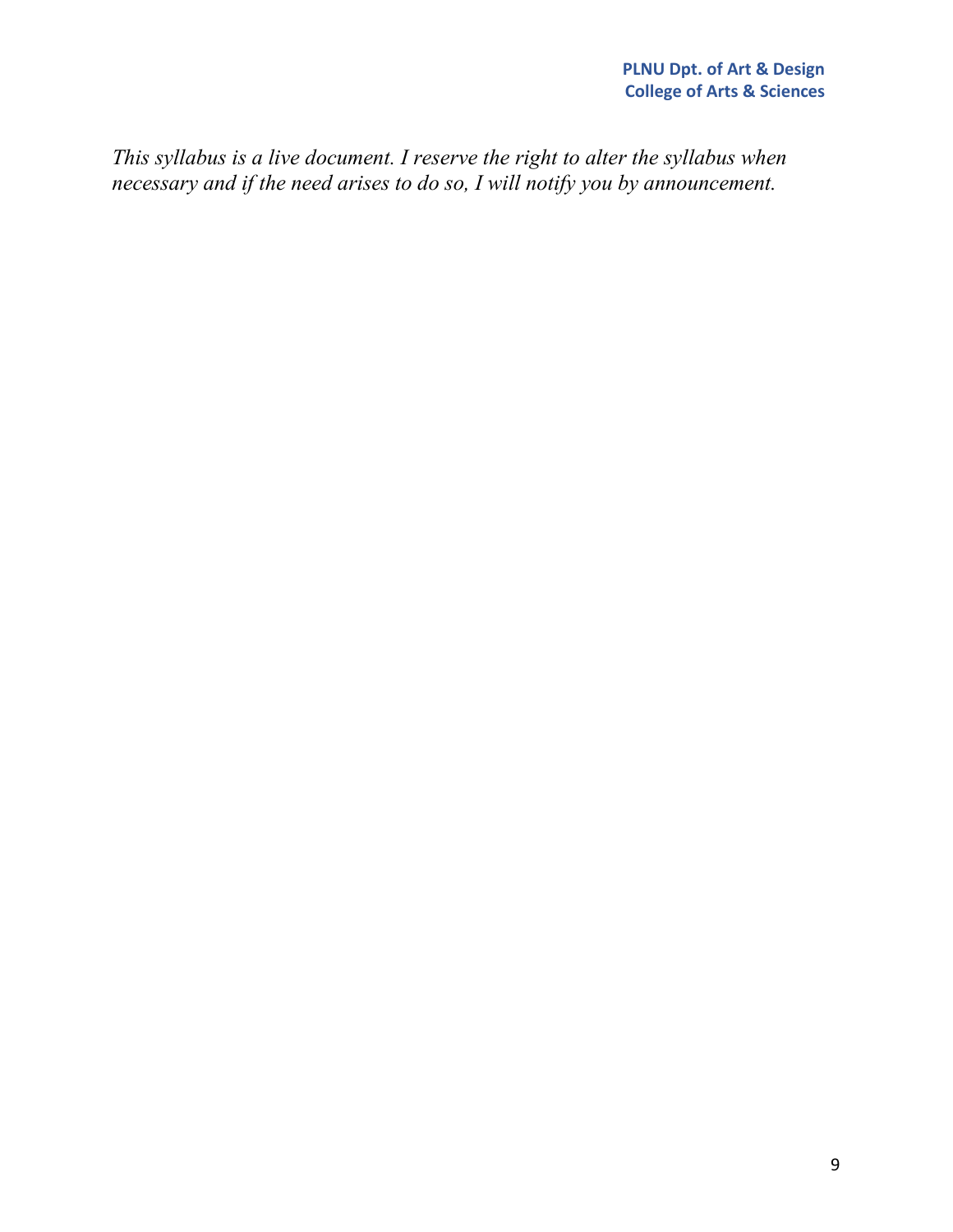*This syllabus is a live document. I reserve the right to alter the syllabus when necessary and if the need arises to do so, I will notify you by announcement.*